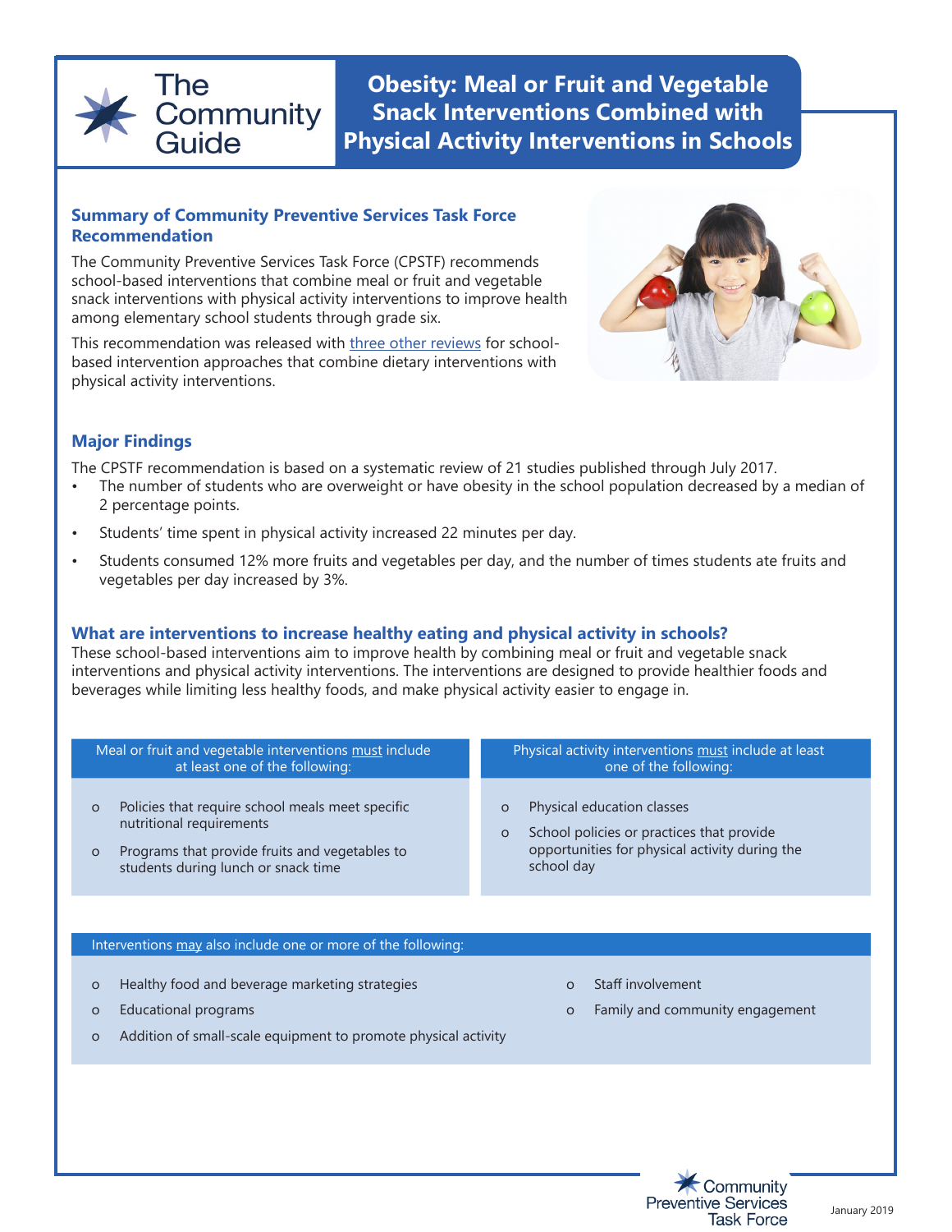The Community Guide

# Obesity: Meal or Fruit and Vegetable Snack Interventions Combined with Physical Activity Interventions in Schools

## Summary of Community Preventive Services Task Force Recommendation

The Community Preventive Services Task Force (CPSTF) recommends school-based interventions that combine meal or fruit and vegetable snack interventions with physical activity interventions to improve health among elementary school students through grade six.

This recommendation was released with three other reviews for school-based intervention approaches that combine dietary interventions with physical activity interventions.

## Major Findings

The CPSTF recommendation is based on a systematic review of 21 studies published through July 2017.

- The number of students who are overweight or have obesity in the school population decreased by a median of 2 percentage points.
- Students' time spent in physical activity increased 22 minutes per day.
- Students consumed 12% more fruits and vegetables per day, and the number of times students ate fruits and vegetables per day increased by 3%.

## What are interventions to increase healthy eating and physical activity in schools?

These school-based interventions aim to improve health by combining meal or fruit and vegetable snack interventions and physical activity interventions. The interventions are designed to provide healthier foods and beverages while limiting less healthy foods, and make physical activity easier to engage in.

Meal or fruit and vegetable interventions must include at least one of the following:

- Policies that require school meals meet specific nutritional requirements
- Programs that provide fruits and vegetables to students during lunch or snack time

Physical activity interventions must include at least one of the following:

- Physical education classes
- School policies or practices that provide opportunities for physical activity during the school day

Interventions may also include one or more of the following:

- Healthy food and beverage marketing strategies
- Educational programs
- Addition of small-scale equipment to promote physical activity
- Staff involvement
- Family and community engagement

Community Preventive Services Task Force

January 2019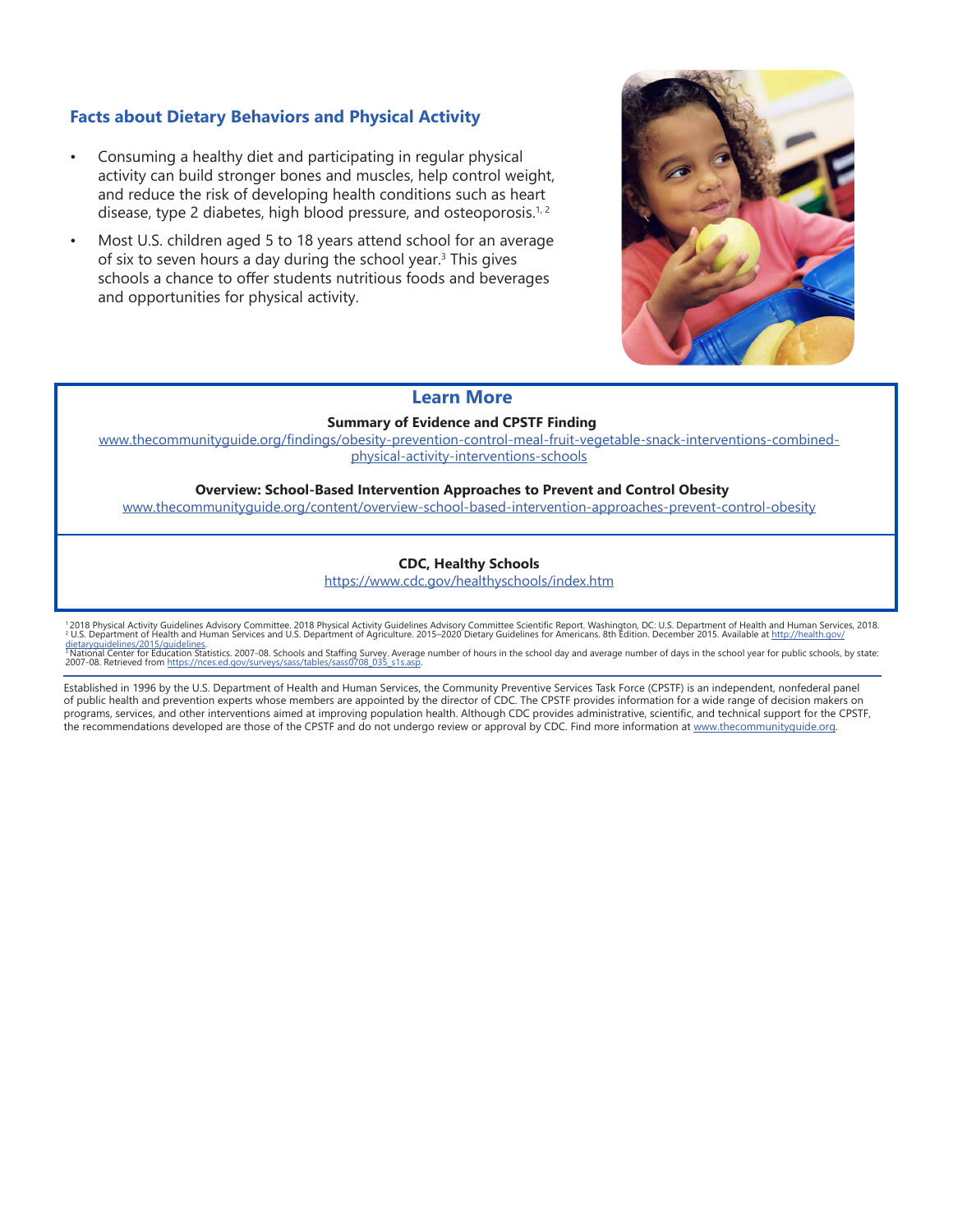## Facts about Dietary Behaviors and Physical Activity

- Consuming a healthy diet and participating in regular physical activity can build stronger bones and muscles, help control weight, and reduce the risk of developing health conditions such as heart disease, type 2 diabetes, high blood pressure, and osteoporosis.[1, 2]
- Most U.S. children aged 5 to 18 years attend school for an average of six to seven hours a day during the school year.[3] This gives schools a chance to offer students nutritious foods and beverages and opportunities for physical activity.

## Learn More

**Summary of Evidence and CPSTF Finding**
www.thecommunityguide.org/findings/obesity-prevention-control-meal-fruit-vegetable-snack-interventions-combined-physical-activity-interventions-schools

**Overview: School-Based Intervention Approaches to Prevent and Control Obesity**
www.thecommunityguide.org/content/overview-school-based-intervention-approaches-prevent-control-obesity

**CDC, Healthy Schools**
https://www.cdc.gov/healthyschools/index.htm

[1] 2018 Physical Activity Guidelines Advisory Committee. 2018 Physical Activity Guidelines Advisory Committee Scientific Report. Washington, DC: U.S. Department of Health and Human Services, 2018.
[2] U.S. Department of Health and Human Services and U.S. Department of Agriculture. 2015–2020 Dietary Guidelines for Americans. 8th Edition. December 2015. Available at http://health.gov/dietaryguidelines/2015/guidelines.
[3] National Center for Education Statistics. 2007-08. Schools and Staffing Survey. Average number of hours in the school day and average number of days in the school year for public schools, by state: 2007-08. Retrieved from https://nces.ed.gov/surveys/sass/tables/sass0708_035_s1s.asp.

Established in 1996 by the U.S. Department of Health and Human Services, the Community Preventive Services Task Force (CPSTF) is an independent, nonfederal panel of public health and prevention experts whose members are appointed by the director of CDC. The CPSTF provides information for a wide range of decision makers on programs, services, and other interventions aimed at improving population health. Although CDC provides administrative, scientific, and technical support for the CPSTF, the recommendations developed are those of the CPSTF and do not undergo review or approval by CDC. Find more information at www.thecommunityguide.org.